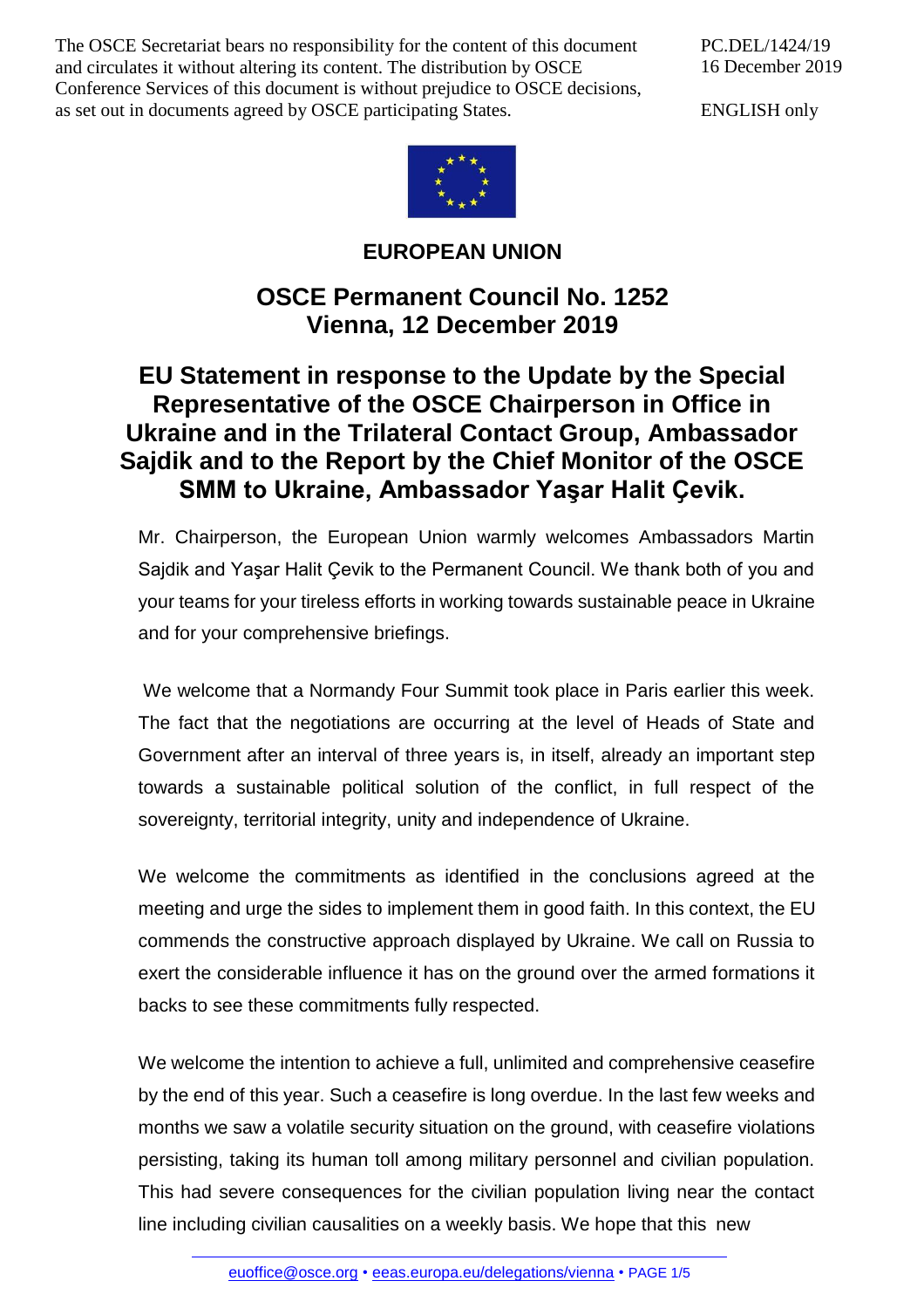The OSCE Secretariat bears no responsibility for the content of this document and circulates it without altering its content. The distribution by OSCE Conference Services of this document is without prejudice to OSCE decisions, as set out in documents agreed by OSCE participating States.

PC.DEL/1424/19
16 December 2019

ENGLISH only

**EUROPEAN UNION**

## OSCE Permanent Council No. 1252
## Vienna, 12 December 2019

# EU Statement in response to the Update by the Special Representative of the OSCE Chairperson in Office in Ukraine and in the Trilateral Contact Group, Ambassador Sajdik and to the Report by the Chief Monitor of the OSCE SMM to Ukraine, Ambassador Yaşar Halit Çevik.

Mr. Chairperson, the European Union warmly welcomes Ambassadors Martin Sajdik and Yaşar Halit Çevik to the Permanent Council. We thank both of you and your teams for your tireless efforts in working towards sustainable peace in Ukraine and for your comprehensive briefings.

We welcome that a Normandy Four Summit took place in Paris earlier this week. The fact that the negotiations are occurring at the level of Heads of State and Government after an interval of three years is, in itself, already an important step towards a sustainable political solution of the conflict, in full respect of the sovereignty, territorial integrity, unity and independence of Ukraine.

We welcome the commitments as identified in the conclusions agreed at the meeting and urge the sides to implement them in good faith. In this context, the EU commends the constructive approach displayed by Ukraine. We call on Russia to exert the considerable influence it has on the ground over the armed formations it backs to see these commitments fully respected.

We welcome the intention to achieve a full, unlimited and comprehensive ceasefire by the end of this year. Such a ceasefire is long overdue. In the last few weeks and months we saw a volatile security situation on the ground, with ceasefire violations persisting, taking its human toll among military personnel and civilian population. This had severe consequences for the civilian population living near the contact line including civilian causalities on a weekly basis. We hope that this new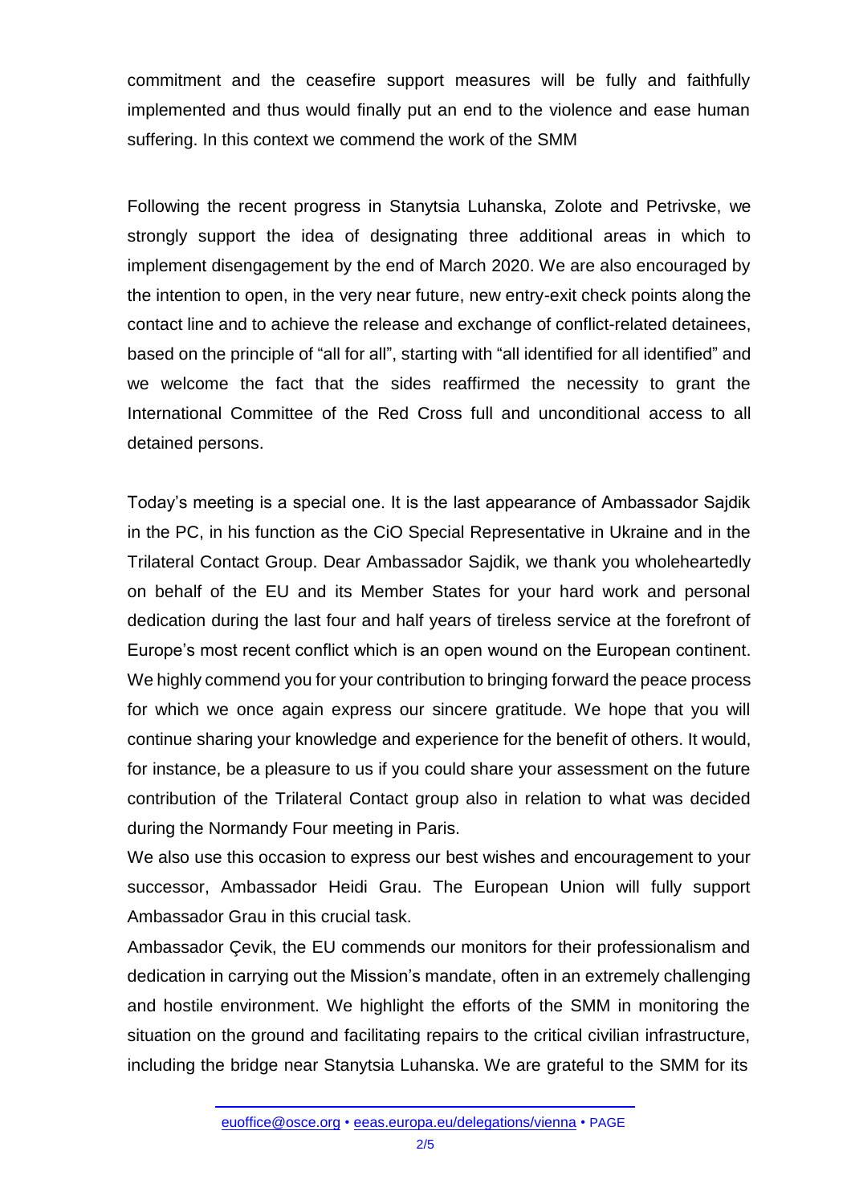commitment and the ceasefire support measures will be fully and faithfully implemented and thus would finally put an end to the violence and ease human suffering. In this context we commend the work of the SMM

Following the recent progress in Stanytsia Luhanska, Zolote and Petrivske, we strongly support the idea of designating three additional areas in which to implement disengagement by the end of March 2020. We are also encouraged by the intention to open, in the very near future, new entry-exit check points along the contact line and to achieve the release and exchange of conflict-related detainees, based on the principle of "all for all", starting with "all identified for all identified" and we welcome the fact that the sides reaffirmed the necessity to grant the International Committee of the Red Cross full and unconditional access to all detained persons.

Today's meeting is a special one. It is the last appearance of Ambassador Sajdik in the PC, in his function as the CiO Special Representative in Ukraine and in the Trilateral Contact Group. Dear Ambassador Sajdik, we thank you wholeheartedly on behalf of the EU and its Member States for your hard work and personal dedication during the last four and half years of tireless service at the forefront of Europe's most recent conflict which is an open wound on the European continent. We highly commend you for your contribution to bringing forward the peace process for which we once again express our sincere gratitude. We hope that you will continue sharing your knowledge and experience for the benefit of others. It would, for instance, be a pleasure to us if you could share your assessment on the future contribution of the Trilateral Contact group also in relation to what was decided during the Normandy Four meeting in Paris.

We also use this occasion to express our best wishes and encouragement to your successor, Ambassador Heidi Grau. The European Union will fully support Ambassador Grau in this crucial task.

Ambassador Çevik, the EU commends our monitors for their professionalism and dedication in carrying out the Mission's mandate, often in an extremely challenging and hostile environment. We highlight the efforts of the SMM in monitoring the situation on the ground and facilitating repairs to the critical civilian infrastructure, including the bridge near Stanytsia Luhanska. We are grateful to the SMM for its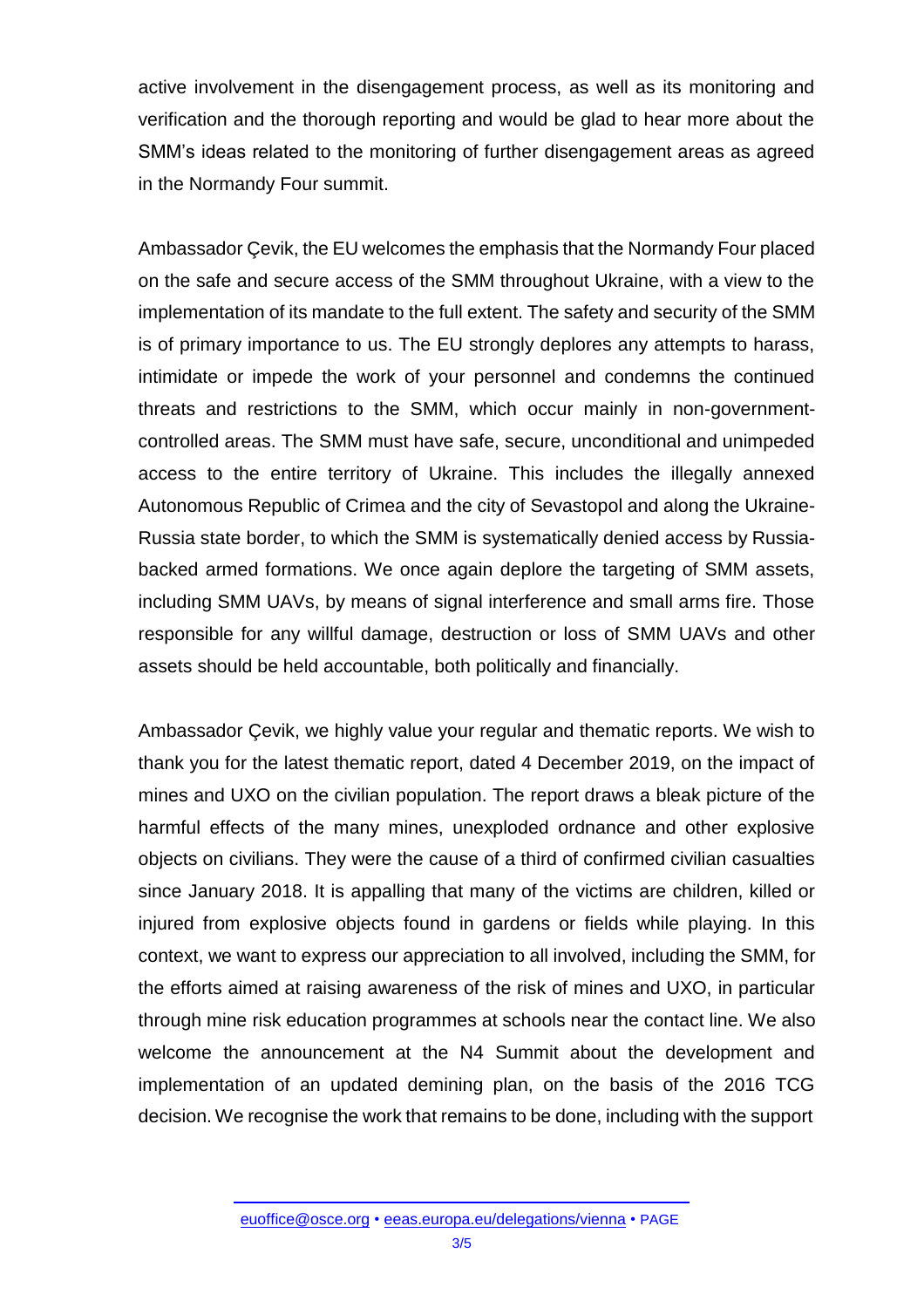active involvement in the disengagement process, as well as its monitoring and verification and the thorough reporting and would be glad to hear more about the SMM's ideas related to the monitoring of further disengagement areas as agreed in the Normandy Four summit.

Ambassador Çevik, the EU welcomes the emphasis that the Normandy Four placed on the safe and secure access of the SMM throughout Ukraine, with a view to the implementation of its mandate to the full extent. The safety and security of the SMM is of primary importance to us. The EU strongly deplores any attempts to harass, intimidate or impede the work of your personnel and condemns the continued threats and restrictions to the SMM, which occur mainly in non-government-controlled areas. The SMM must have safe, secure, unconditional and unimpeded access to the entire territory of Ukraine. This includes the illegally annexed Autonomous Republic of Crimea and the city of Sevastopol and along the Ukraine-Russia state border, to which the SMM is systematically denied access by Russia-backed armed formations. We once again deplore the targeting of SMM assets, including SMM UAVs, by means of signal interference and small arms fire. Those responsible for any willful damage, destruction or loss of SMM UAVs and other assets should be held accountable, both politically and financially.

Ambassador Çevik, we highly value your regular and thematic reports. We wish to thank you for the latest thematic report, dated 4 December 2019, on the impact of mines and UXO on the civilian population. The report draws a bleak picture of the harmful effects of the many mines, unexploded ordnance and other explosive objects on civilians. They were the cause of a third of confirmed civilian casualties since January 2018. It is appalling that many of the victims are children, killed or injured from explosive objects found in gardens or fields while playing. In this context, we want to express our appreciation to all involved, including the SMM, for the efforts aimed at raising awareness of the risk of mines and UXO, in particular through mine risk education programmes at schools near the contact line. We also welcome the announcement at the N4 Summit about the development and implementation of an updated demining plan, on the basis of the 2016 TCG decision. We recognise the work that remains to be done, including with the support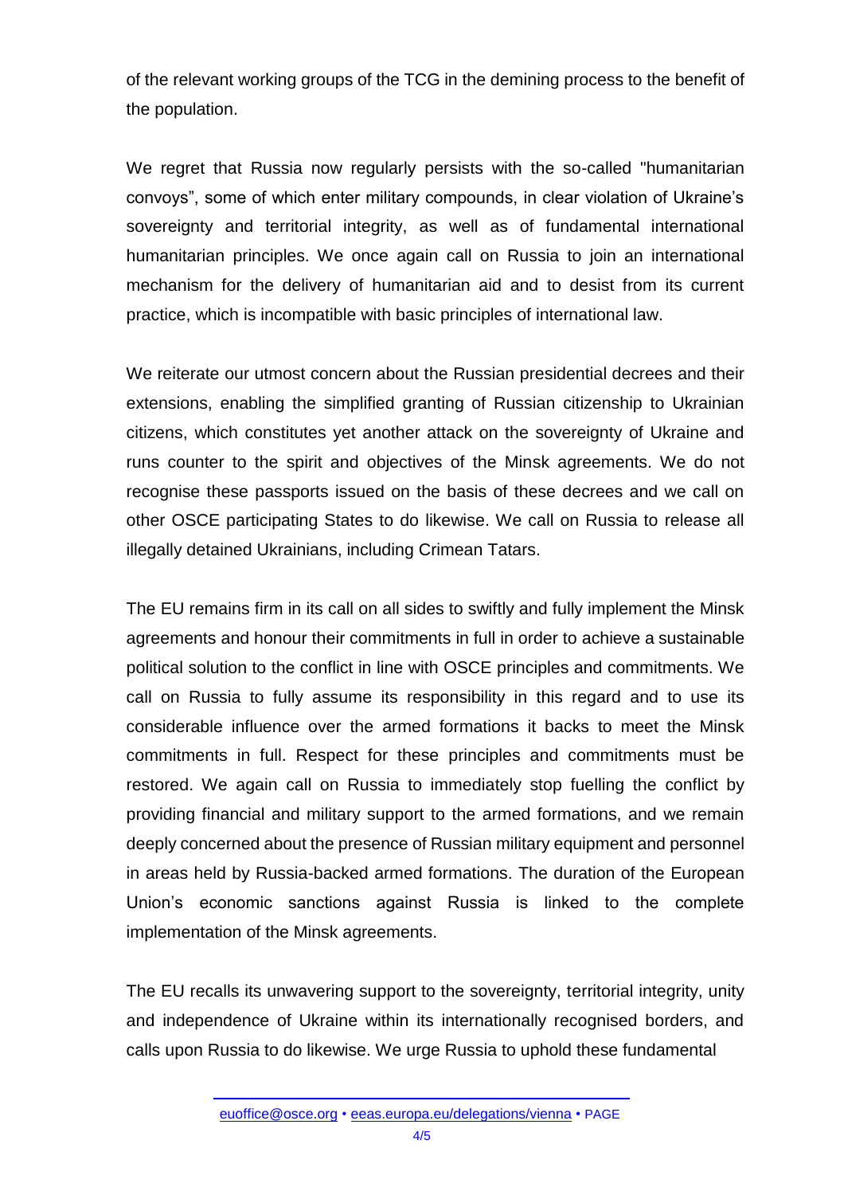of the relevant working groups of the TCG in the demining process to the benefit of the population.

We regret that Russia now regularly persists with the so-called "humanitarian convoys", some of which enter military compounds, in clear violation of Ukraine's sovereignty and territorial integrity, as well as of fundamental international humanitarian principles. We once again call on Russia to join an international mechanism for the delivery of humanitarian aid and to desist from its current practice, which is incompatible with basic principles of international law.

We reiterate our utmost concern about the Russian presidential decrees and their extensions, enabling the simplified granting of Russian citizenship to Ukrainian citizens, which constitutes yet another attack on the sovereignty of Ukraine and runs counter to the spirit and objectives of the Minsk agreements. We do not recognise these passports issued on the basis of these decrees and we call on other OSCE participating States to do likewise. We call on Russia to release all illegally detained Ukrainians, including Crimean Tatars.

The EU remains firm in its call on all sides to swiftly and fully implement the Minsk agreements and honour their commitments in full in order to achieve a sustainable political solution to the conflict in line with OSCE principles and commitments. We call on Russia to fully assume its responsibility in this regard and to use its considerable influence over the armed formations it backs to meet the Minsk commitments in full. Respect for these principles and commitments must be restored. We again call on Russia to immediately stop fuelling the conflict by providing financial and military support to the armed formations, and we remain deeply concerned about the presence of Russian military equipment and personnel in areas held by Russia-backed armed formations. The duration of the European Union's economic sanctions against Russia is linked to the complete implementation of the Minsk agreements.

The EU recalls its unwavering support to the sovereignty, territorial integrity, unity and independence of Ukraine within its internationally recognised borders, and calls upon Russia to do likewise. We urge Russia to uphold these fundamental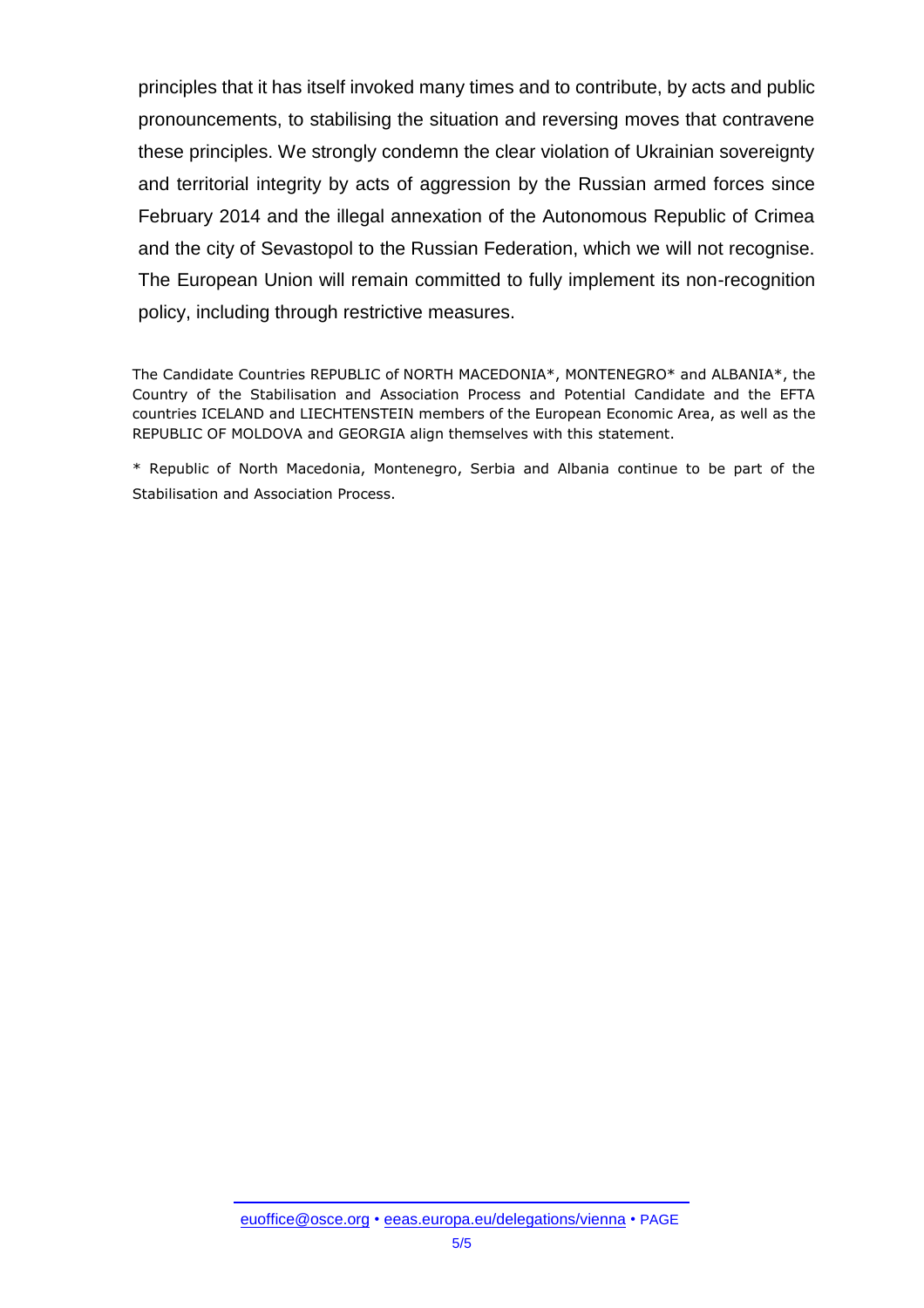principles that it has itself invoked many times and to contribute, by acts and public pronouncements, to stabilising the situation and reversing moves that contravene these principles. We strongly condemn the clear violation of Ukrainian sovereignty and territorial integrity by acts of aggression by the Russian armed forces since February 2014 and the illegal annexation of the Autonomous Republic of Crimea and the city of Sevastopol to the Russian Federation, which we will not recognise. The European Union will remain committed to fully implement its non-recognition policy, including through restrictive measures.

The Candidate Countries REPUBLIC of NORTH MACEDONIA*, MONTENEGRO* and ALBANIA*, the Country of the Stabilisation and Association Process and Potential Candidate and the EFTA countries ICELAND and LIECHTENSTEIN members of the European Economic Area, as well as the REPUBLIC OF MOLDOVA and GEORGIA align themselves with this statement.

* Republic of North Macedonia, Montenegro, Serbia and Albania continue to be part of the Stabilisation and Association Process.